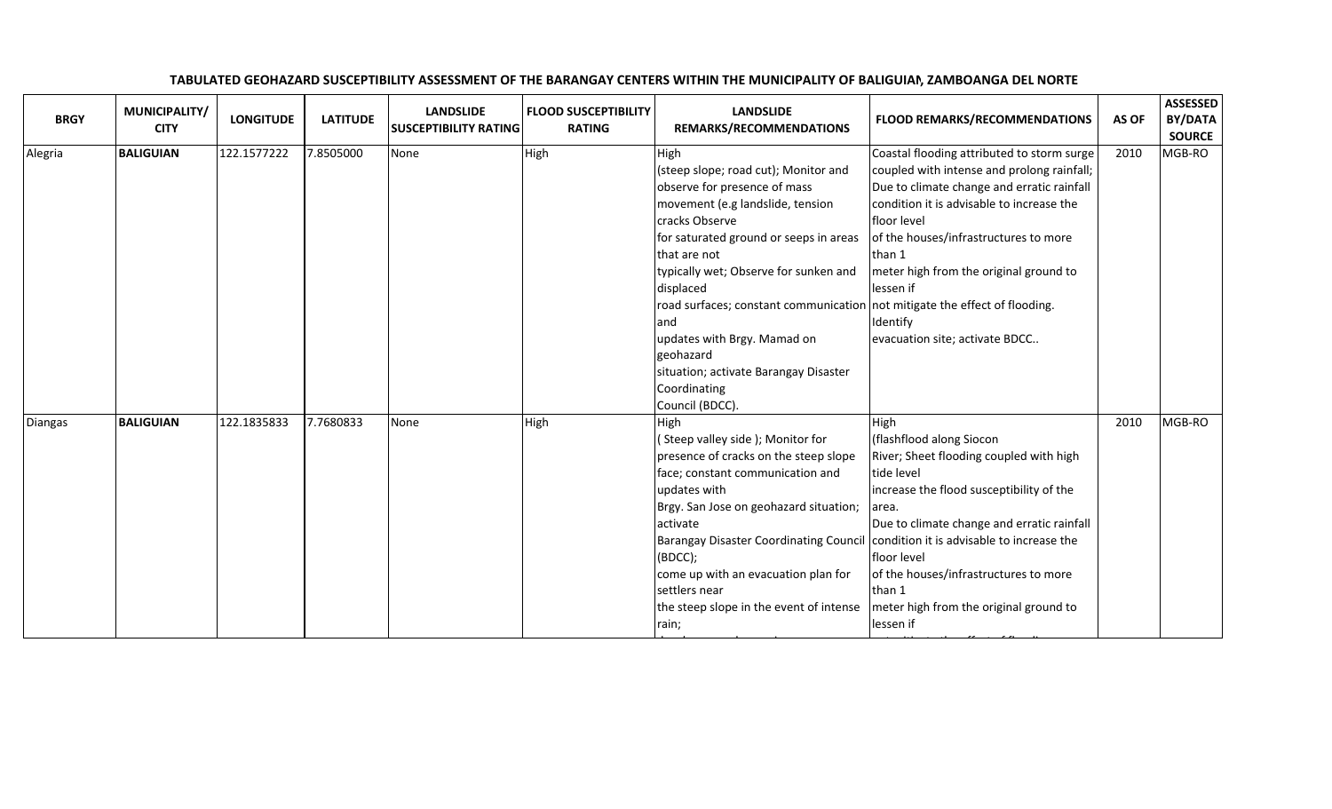**TABULATED GEOHAZARD SUSCEPTIBILITY ASSESSMENT OF THE BARANGAY CENTERS WITHIN THE MUNICIPALITY OF BALIGUIAN, ZAMBOANGA DEL NORTE**

| BRGY | MUNICIPALITY/ CITY | LONGITUDE | LATITUDE | LANDSLIDE SUSCEPTIBILITY RATING | FLOOD SUSCEPTIBILITY RATING | LANDSLIDE REMARKS/RECOMMENDATIONS | FLOOD REMARKS/RECOMMENDATIONS | AS OF | ASSESSED BY/DATA SOURCE |
|---|---|---|---|---|---|---|---|---|---|
| Alegria | **BALIGUIAN** | 122.1577222 | 7.8505000 | None | High | High (steep slope; road cut); Monitor and observe for presence of mass movement (e.g landslide, tension cracks Observe for saturated ground or seeps in areas that are not typically wet; Observe for sunken and displaced road surfaces; constant communication and updates with Brgy. Mamad on geohazard situation; activate Barangay Disaster Coordinating Council (BDCC). | Coastal flooding attributed to storm surge coupled with intense and prolong rainfall; Due to climate change and erratic rainfall condition it is advisable to increase the floor level of the houses/infrastructures to more than 1 meter high from the original ground to lessen if not mitigate the effect of flooding. Identify evacuation site; activate BDCC.. | 2010 | MGB-RO |
| Diangas | **BALIGUIAN** | 122.1835833 | 7.7680833 | None | High | High ( Steep valley side ); Monitor for presence of cracks on the steep slope face; constant communication and updates with Brgy. San Jose on geohazard situation; activate Barangay Disaster Coordinating Council (BDCC); come up with an evacuation plan for settlers near the steep slope in the event of intense rain; | High (flashflood along Siocon River; Sheet flooding coupled with high tide level increase the flood susceptibility of the area. Due to climate change and erratic rainfall condition it is advisable to increase the floor level of the houses/infrastructures to more than 1 meter high from the original ground to lessen if | 2010 | MGB-RO |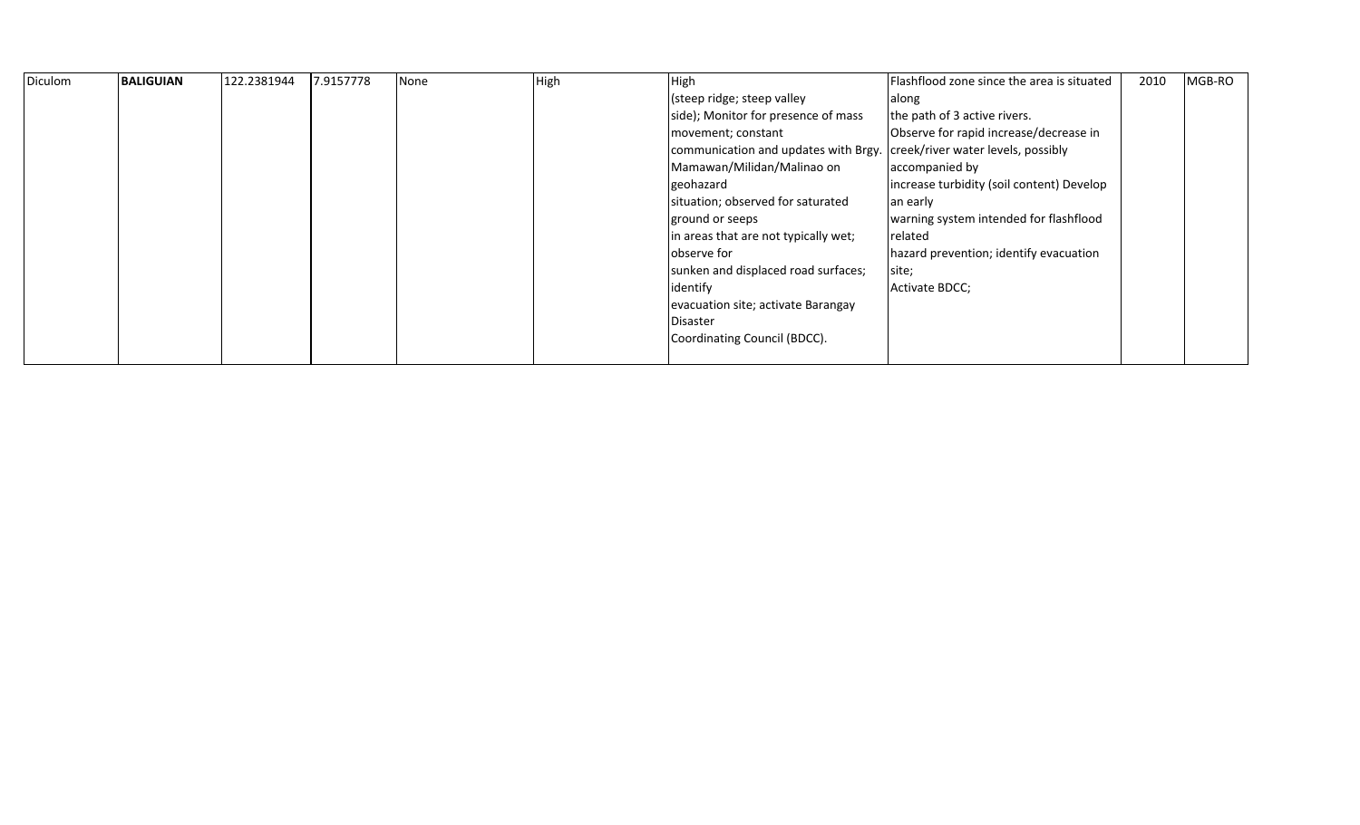| | | | | | | | | | |
|---|---|---|---|---|---|---|---|---|---|
| Diculom | **BALIGUIAN** | 122.2381944 | 7.9157778 | None | High | High (steep ridge; steep valley side); Monitor for presence of mass movement; constant communication and updates with Brgy. Mamawan/Milidan/Malinao on geohazard situation; observed for saturated ground or seeps in areas that are not typically wet; observe for sunken and displaced road surfaces; identify evacuation site; activate Barangay Disaster Coordinating Council (BDCC). | Flashflood zone since the area is situated along the path of 3 active rivers. Observe for rapid increase/decrease in creek/river water levels, possibly accompanied by increase turbidity (soil content) Develop an early warning system intended for flashflood related hazard prevention; identify evacuation site; Activate BDCC; | 2010 | MGB-RO |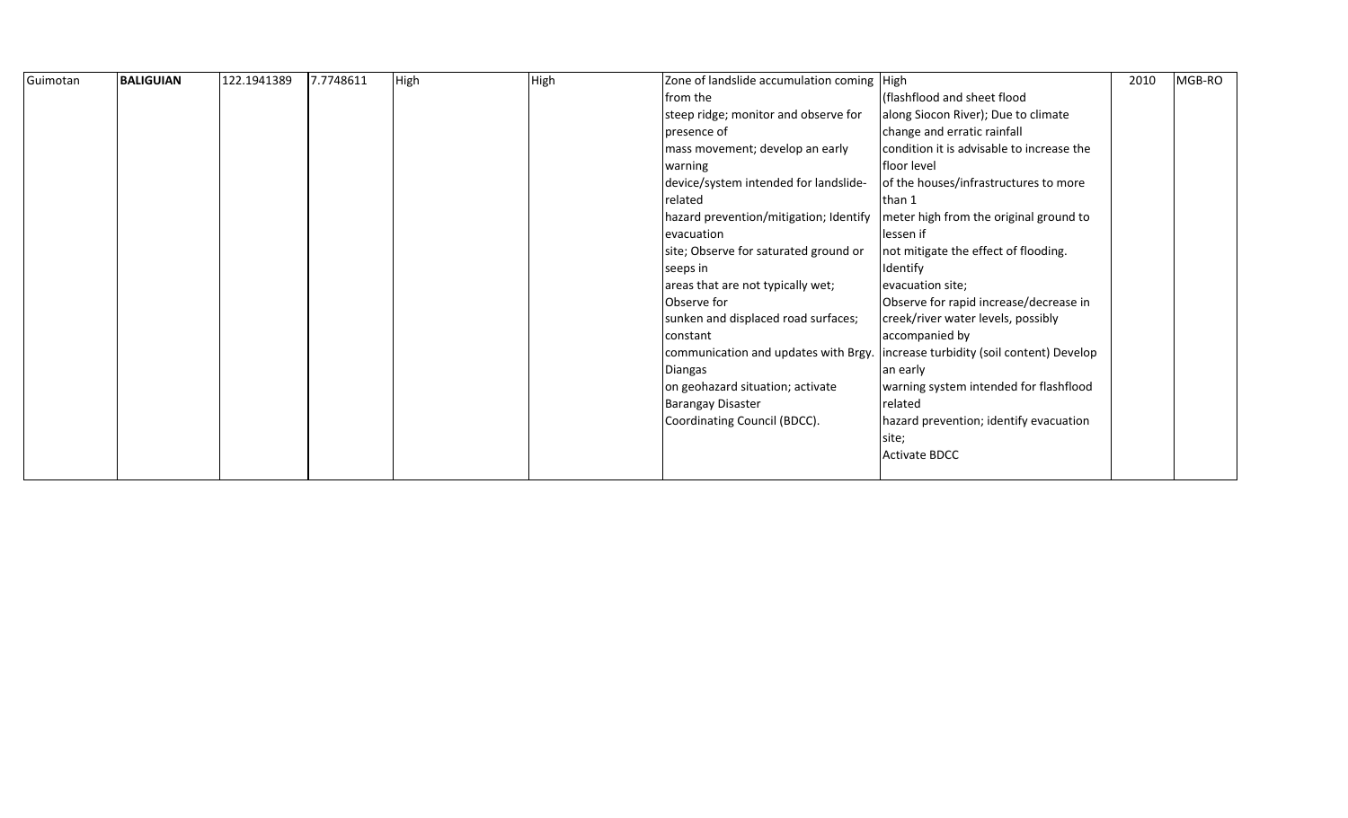| Guimotan | **BALIGUIAN** | 122.1941389 | 7.7748611 | High | High | Zone of landslide accumulation coming from the steep ridge; monitor and observe for presence of mass movement; develop an early warning device/system intended for landslide-related hazard prevention/mitigation; Identify evacuation site; Observe for saturated ground or seeps in areas that are not typically wet; Observe for sunken and displaced road surfaces; constant communication and updates with Brgy. Diangas on geohazard situation; activate Barangay Disaster Coordinating Council (BDCC). | High (flashflood and sheet flood along Siocon River); Due to climate change and erratic rainfall condition it is advisable to increase the floor level of the houses/infrastructures to more than 1 meter high from the original ground to lessen if not mitigate the effect of flooding. Identify evacuation site; Observe for rapid increase/decrease in creek/river water levels, possibly accompanied by increase turbidity (soil content) Develop an early warning system intended for flashflood related hazard prevention; identify evacuation site; Activate BDCC | 2010 | MGB-RO |
|---|---|---|---|---|---|---|---|---|---|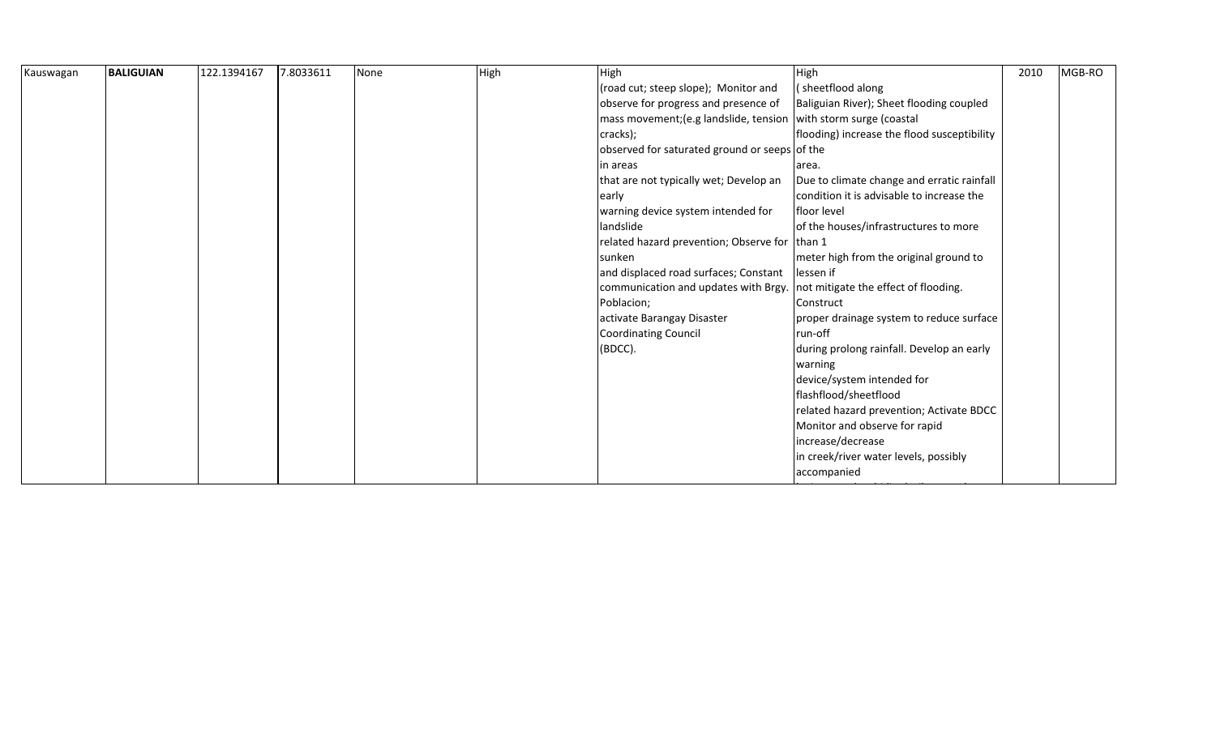| Kauswagan | **BALIGUIAN** | 122.1394167 | 7.8033611 | None | High | High (road cut; steep slope); Monitor and observe for progress and presence of mass movement;(e.g landslide, tension cracks); observed for saturated ground or seeps in areas that are not typically wet; Develop an early warning device system intended for landslide related hazard prevention; Observe for sunken and displaced road surfaces; Constant communication and updates with Brgy. Poblacion; activate Barangay Disaster Coordinating Council (BDCC). | High ( sheetflood along Baliguian River); Sheet flooding coupled with storm surge (coastal flooding) increase the flood susceptibility of the area. Due to climate change and erratic rainfall condition it is advisable to increase the floor level of the houses/infrastructures to more than 1 meter high from the original ground to lessen if not mitigate the effect of flooding. Construct proper drainage system to reduce surface run-off during prolong rainfall. Develop an early warning device/system intended for flashflood/sheetflood related hazard prevention; Activate BDCC Monitor and observe for rapid increase/decrease in creek/river water levels, possibly accompanied | 2010 | MGB-RO |
|---|---|---|---|---|---|---|---|---|---|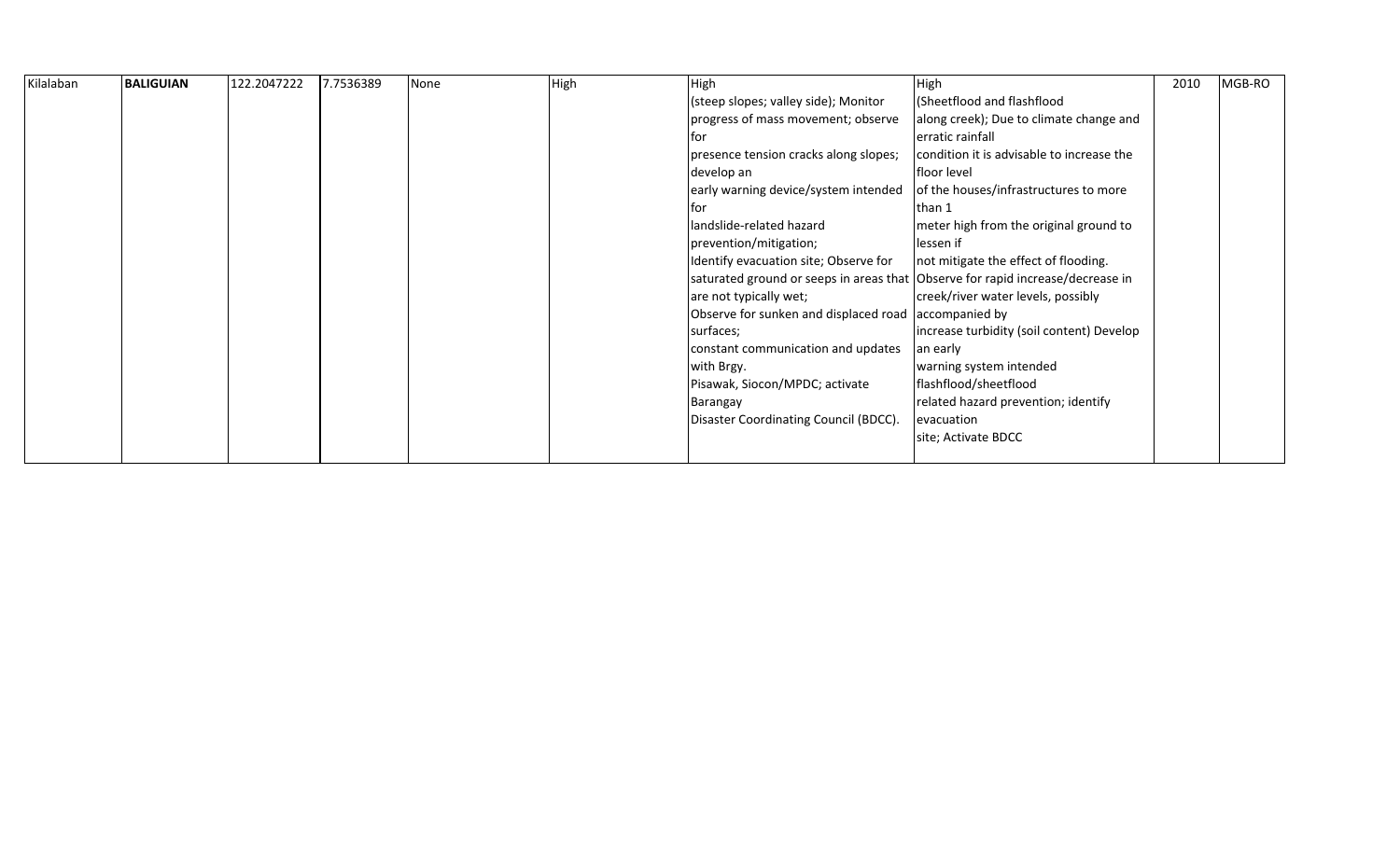| Kilalaban | **BALIGUIAN** | 122.2047222 | 7.7536389 | None | High | High (steep slopes; valley side); Monitor progress of mass movement; observe for presence tension cracks along slopes; develop an early warning device/system intended for landslide-related hazard prevention/mitigation; Identify evacuation site; Observe for saturated ground or seeps in areas that are not typically wet; Observe for sunken and displaced road surfaces; constant communication and updates with Brgy. Pisawak, Siocon/MPDC; activate Barangay Disaster Coordinating Council (BDCC). | High (Sheetflood and flashflood along creek); Due to climate change and erratic rainfall condition it is advisable to increase the floor level of the houses/infrastructures to more than 1 meter high from the original ground to lessen if not mitigate the effect of flooding. Observe for rapid increase/decrease in creek/river water levels, possibly accompanied by increase turbidity (soil content) Develop an early warning system intended flashflood/sheetflood related hazard prevention; identify evacuation site; Activate BDCC | 2010 | MGB-RO |
|---|---|---|---|---|---|---|---|---|---|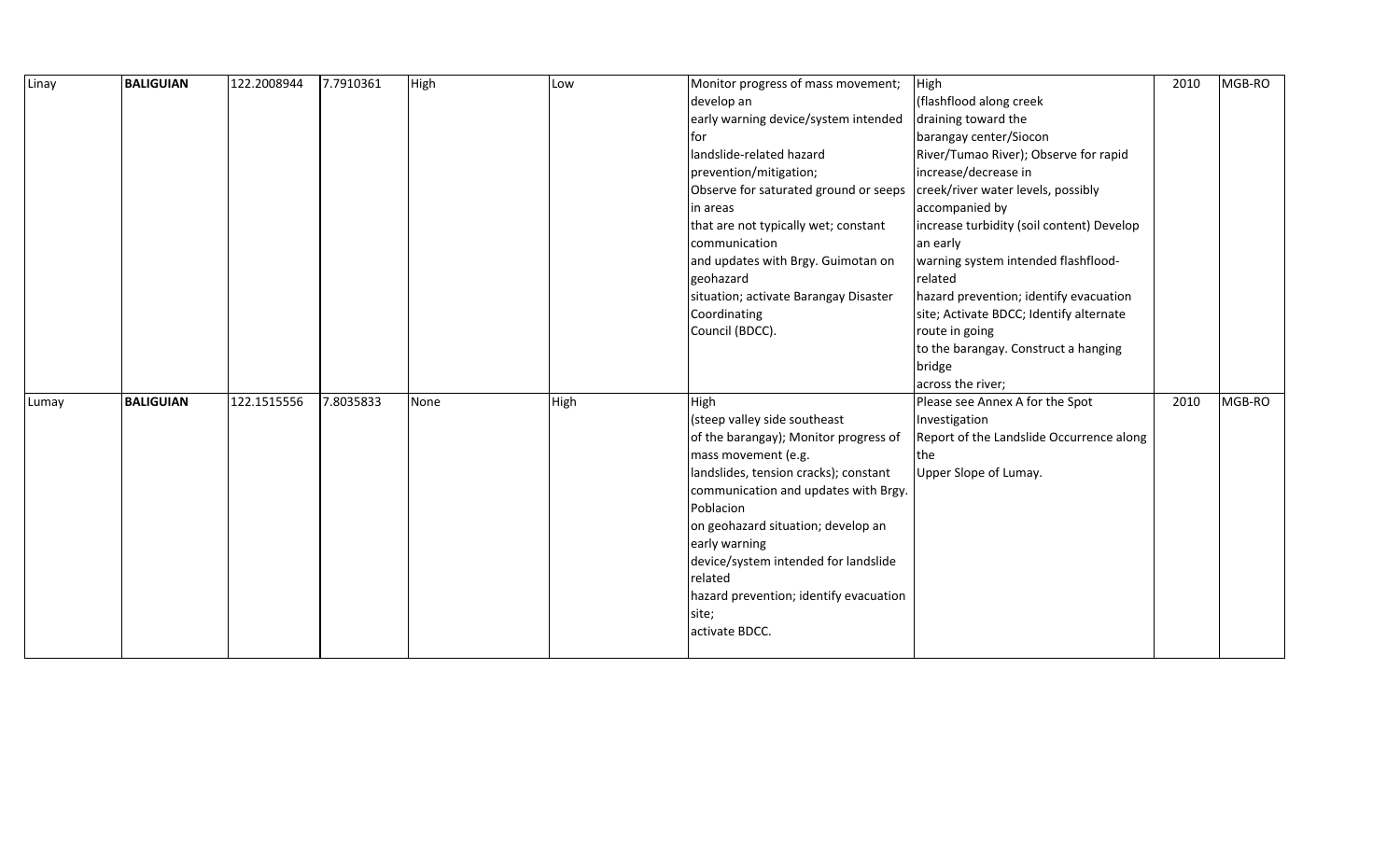| | | | | | | | | | |
|---|---|---|---|---|---|---|---|---|---|
| Linay | **BALIGUIAN** | 122.2008944 | 7.7910361 | High | Low | Monitor progress of mass movement; develop an early warning device/system intended for landslide-related hazard prevention/mitigation; Observe for saturated ground or seeps in areas that are not typically wet; constant communication and updates with Brgy. Guimotan on geohazard situation; activate Barangay Disaster Coordinating Council (BDCC). | High (flashflood along creek draining toward the barangay center/Siocon River/Tumao River); Observe for rapid increase/decrease in creek/river water levels, possibly accompanied by increase turbidity (soil content) Develop an early warning system intended flashflood-related hazard prevention; identify evacuation site; Activate BDCC; Identify alternate route in going to the barangay. Construct a hanging bridge across the river; | 2010 | MGB-RO |
| Lumay | **BALIGUIAN** | 122.1515556 | 7.8035833 | None | High | High (steep valley side southeast of the barangay); Monitor progress of mass movement (e.g. landslides, tension cracks); constant communication and updates with Brgy. Poblacion on geohazard situation; develop an early warning device/system intended for landslide related hazard prevention; identify evacuation site; activate BDCC. | Please see Annex A for the Spot Investigation Report of the Landslide Occurrence along the Upper Slope of Lumay. | 2010 | MGB-RO |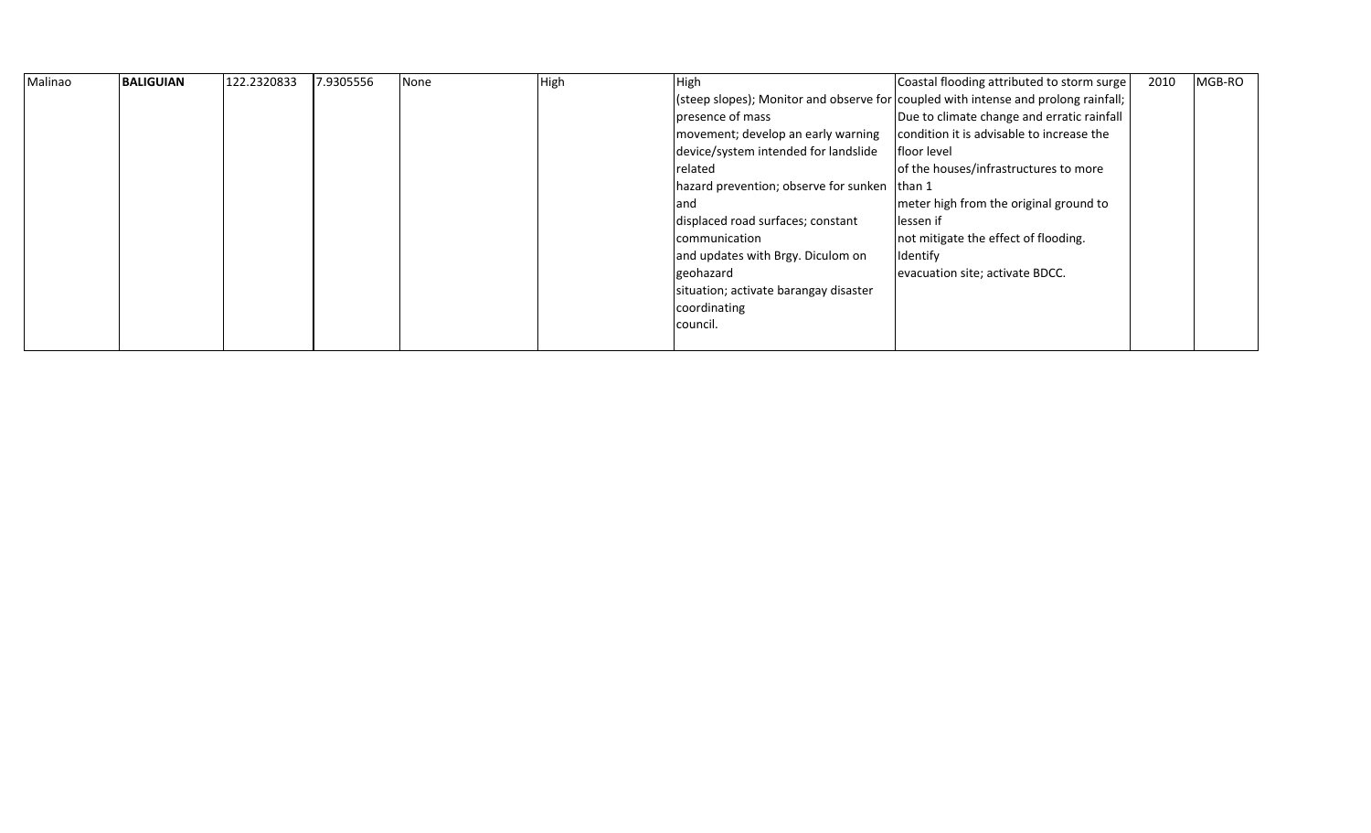| | | | | | | | | | |
|---|---|---|---|---|---|---|---|---|---|
| Malinao | **BALIGUIAN** | 122.2320833 | 7.9305556 | None | High | High (steep slopes); Monitor and observe for presence of mass movement; develop an early warning device/system intended for landslide related hazard prevention; observe for sunken and displaced road surfaces; constant communication and updates with Brgy. Diculom on geohazard situation; activate barangay disaster coordinating council. | Coastal flooding attributed to storm surge coupled with intense and prolong rainfall; Due to climate change and erratic rainfall condition it is advisable to increase the floor level of the houses/infrastructures to more than 1 meter high from the original ground to lessen if not mitigate the effect of flooding. Identify evacuation site; activate BDCC. | 2010 | MGB-RO |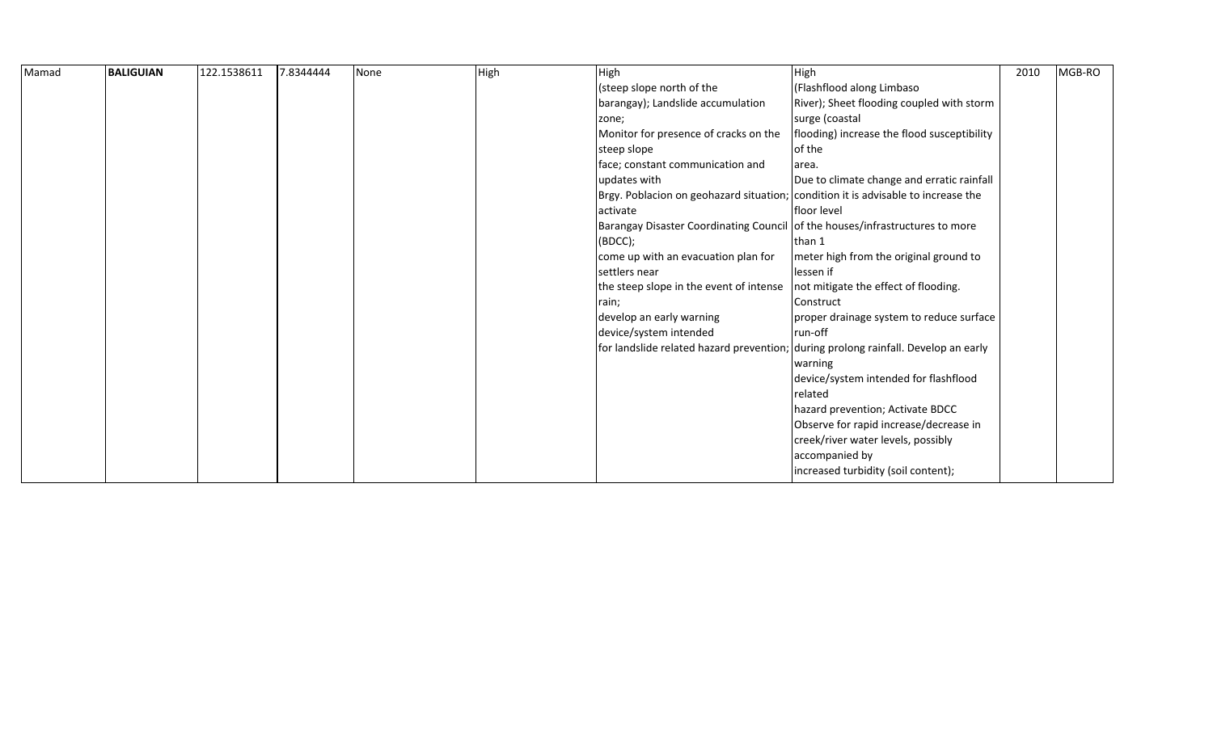| Mamad | **BALIGUIAN** | 122.1538611 | 7.8344444 | None | High | High (steep slope north of the barangay); Landslide accumulation zone; Monitor for presence of cracks on the steep slope face; constant communication and updates with Brgy. Poblacion on geohazard situation; activate Barangay Disaster Coordinating Council (BDCC); come up with an evacuation plan for settlers near the steep slope in the event of intense rain; develop an early warning device/system intended for landslide related hazard prevention; | High (Flashflood along Limbaso River); Sheet flooding coupled with storm surge (coastal flooding) increase the flood susceptibility of the area. Due to climate change and erratic rainfall condition it is advisable to increase the floor level of the houses/infrastructures to more than 1 meter high from the original ground to lessen if not mitigate the effect of flooding. Construct proper drainage system to reduce surface run-off during prolong rainfall. Develop an early warning device/system intended for flashflood related hazard prevention; Activate BDCC Observe for rapid increase/decrease in creek/river water levels, possibly accompanied by increased turbidity (soil content); | 2010 | MGB-RO |
|---|---|---|---|---|---|---|---|---|---|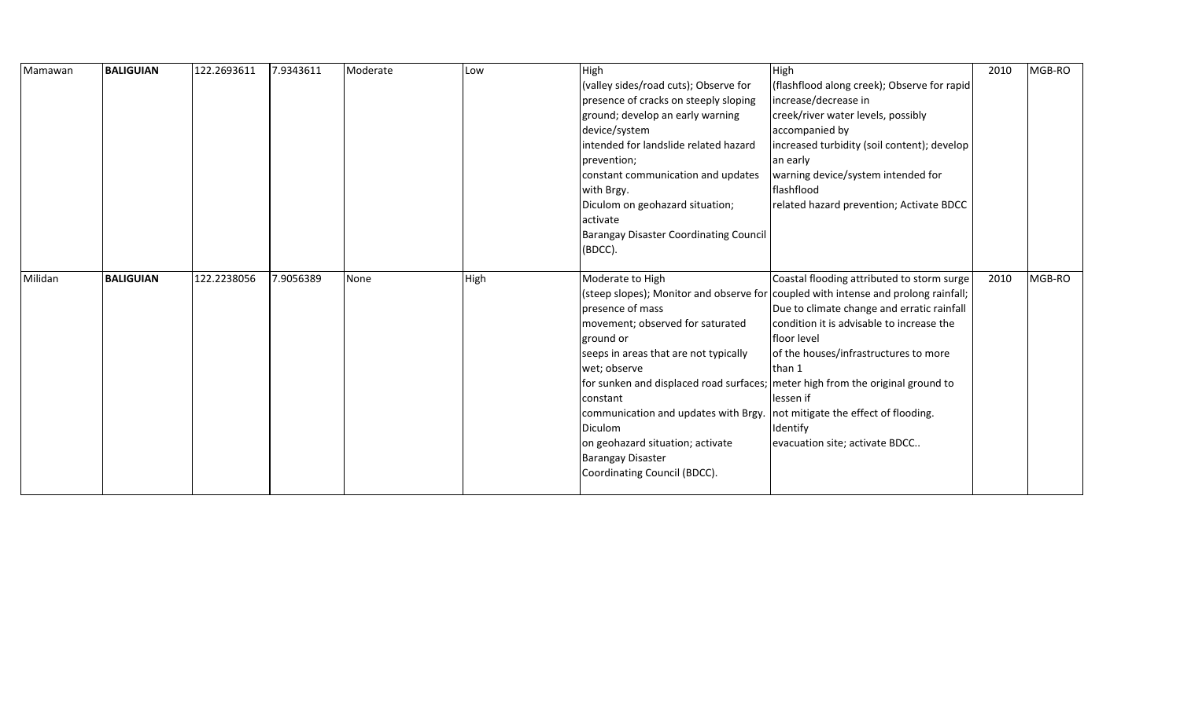| Mamawan | **BALIGUIAN** | 122.2693611 | 7.9343611 | Moderate | Low | High (valley sides/road cuts); Observe for presence of cracks on steeply sloping ground; develop an early warning device/system intended for landslide related hazard prevention; constant communication and updates with Brgy. Diculom on geohazard situation; activate Barangay Disaster Coordinating Council (BDCC). | High (flashflood along creek); Observe for rapid increase/decrease in creek/river water levels, possibly accompanied by increased turbidity (soil content); develop an early warning device/system intended for flashflood related hazard prevention; Activate BDCC | 2010 | MGB-RO |
|---|---|---|---|---|---|---|---|---|---|
| Milidan | **BALIGUIAN** | 122.2238056 | 7.9056389 | None | High | Moderate to High (steep slopes); Monitor and observe for presence of mass movement; observed for saturated ground or seeps in areas that are not typically wet; observe for sunken and displaced road surfaces; constant communication and updates with Brgy. Diculom on geohazard situation; activate Barangay Disaster Coordinating Council (BDCC). | Coastal flooding attributed to storm surge coupled with intense and prolong rainfall; Due to climate change and erratic rainfall condition it is advisable to increase the floor level of the houses/infrastructures to more than 1 meter high from the original ground to lessen if not mitigate the effect of flooding. Identify evacuation site; activate BDCC.. | 2010 | MGB-RO |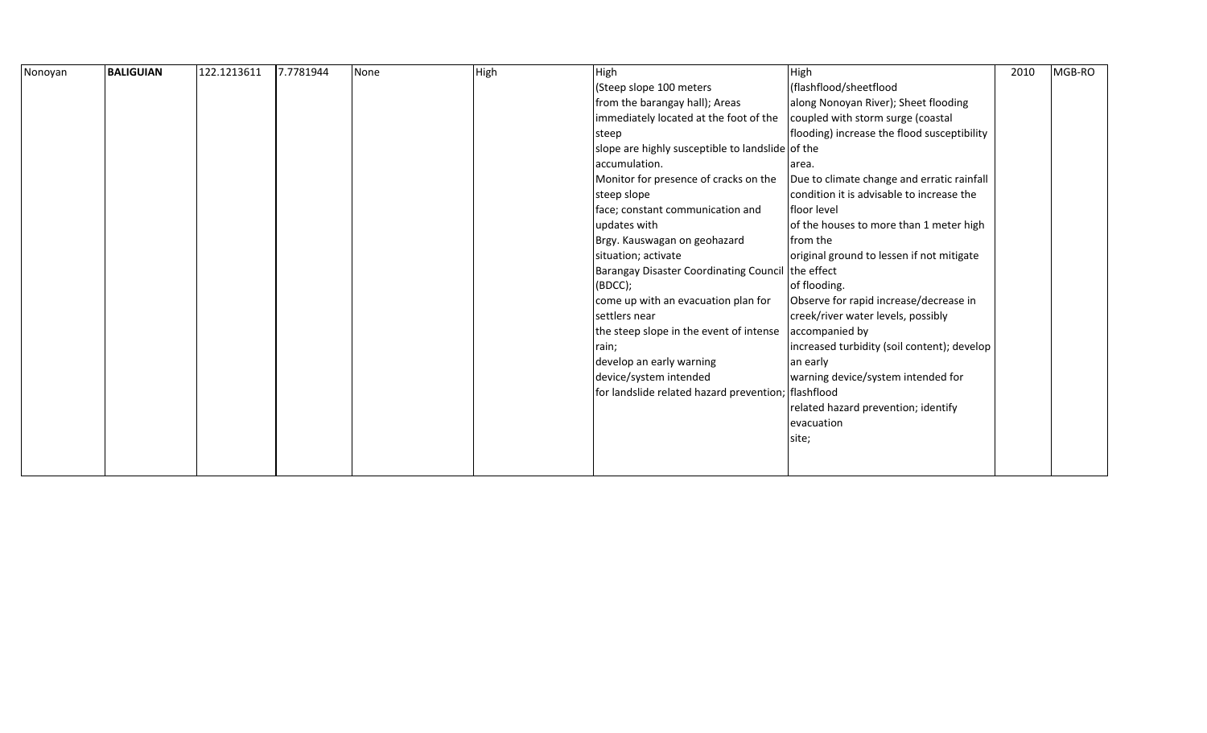| Nonoyan | **BALIGUIAN** | 122.1213611 | 7.7781944 | None | High | High (Steep slope 100 meters from the barangay hall); Areas immediately located at the foot of the steep slope are highly susceptible to landslide accumulation. Monitor for presence of cracks on the steep slope face; constant communication and updates with Brgy. Kauswagan on geohazard situation; activate Barangay Disaster Coordinating Council (BDCC); come up with an evacuation plan for settlers near the steep slope in the event of intense rain; develop an early warning device/system intended for landslide related hazard prevention; | High (flashflood/sheetflood along Nonoyan River); Sheet flooding coupled with storm surge (coastal flooding) increase the flood susceptibility of the area. Due to climate change and erratic rainfall condition it is advisable to increase the floor level of the houses to more than 1 meter high from the original ground to lessen if not mitigate the effect of flooding. Observe for rapid increase/decrease in creek/river water levels, possibly accompanied by increased turbidity (soil content); develop an early warning device/system intended for flashflood related hazard prevention; identify evacuation site; | 2010 | MGB-RO |
|---|---|---|---|---|---|---|---|---|---|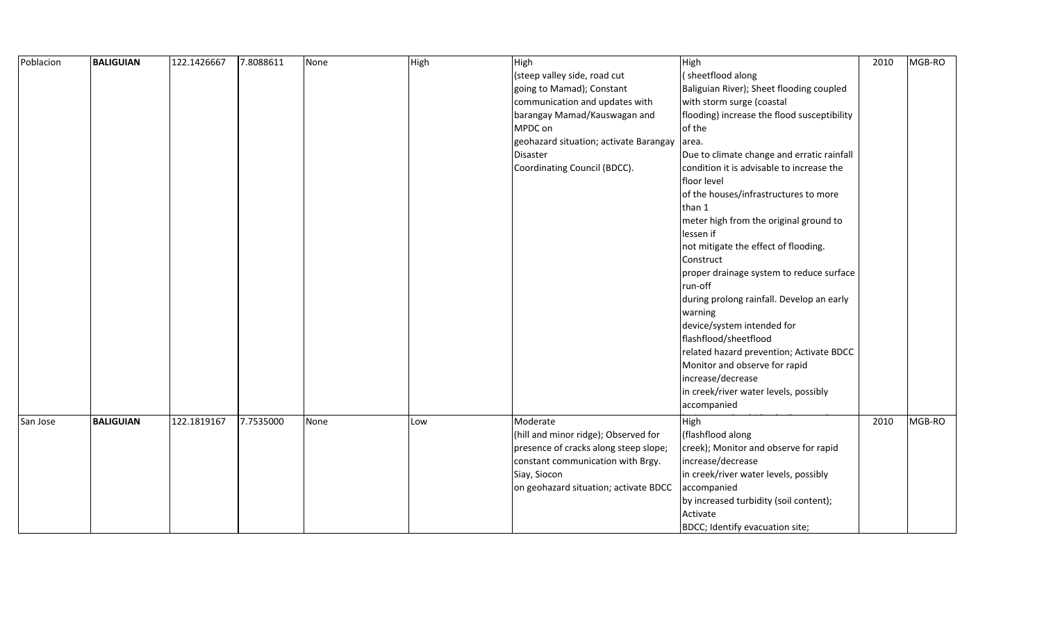| | | | | | | | | | |
|---|---|---|---|---|---|---|---|---|---|
| Poblacion | **BALIGUIAN** | 122.1426667 | 7.8088611 | None | High | High (steep valley side, road cut going to Mamad); Constant communication and updates with barangay Mamad/Kauswagan and MPDC on geohazard situation; activate Barangay Disaster Coordinating Council (BDCC). | High ( sheetflood along Baliguian River); Sheet flooding coupled with storm surge (coastal flooding) increase the flood susceptibility of the area. Due to climate change and erratic rainfall condition it is advisable to increase the floor level of the houses/infrastructures to more than 1 meter high from the original ground to lessen if not mitigate the effect of flooding. Construct proper drainage system to reduce surface run-off during prolong rainfall. Develop an early warning device/system intended for flashflood/sheetflood related hazard prevention; Activate BDCC Monitor and observe for rapid increase/decrease in creek/river water levels, possibly accompanied | 2010 | MGB-RO |
| San Jose | **BALIGUIAN** | 122.1819167 | 7.7535000 | None | Low | Moderate (hill and minor ridge); Observed for presence of cracks along steep slope; constant communication with Brgy. Siay, Siocon on geohazard situation; activate BDCC | High (flashflood along creek); Monitor and observe for rapid increase/decrease in creek/river water levels, possibly accompanied by increased turbidity (soil content); Activate BDCC; Identify evacuation site; | 2010 | MGB-RO |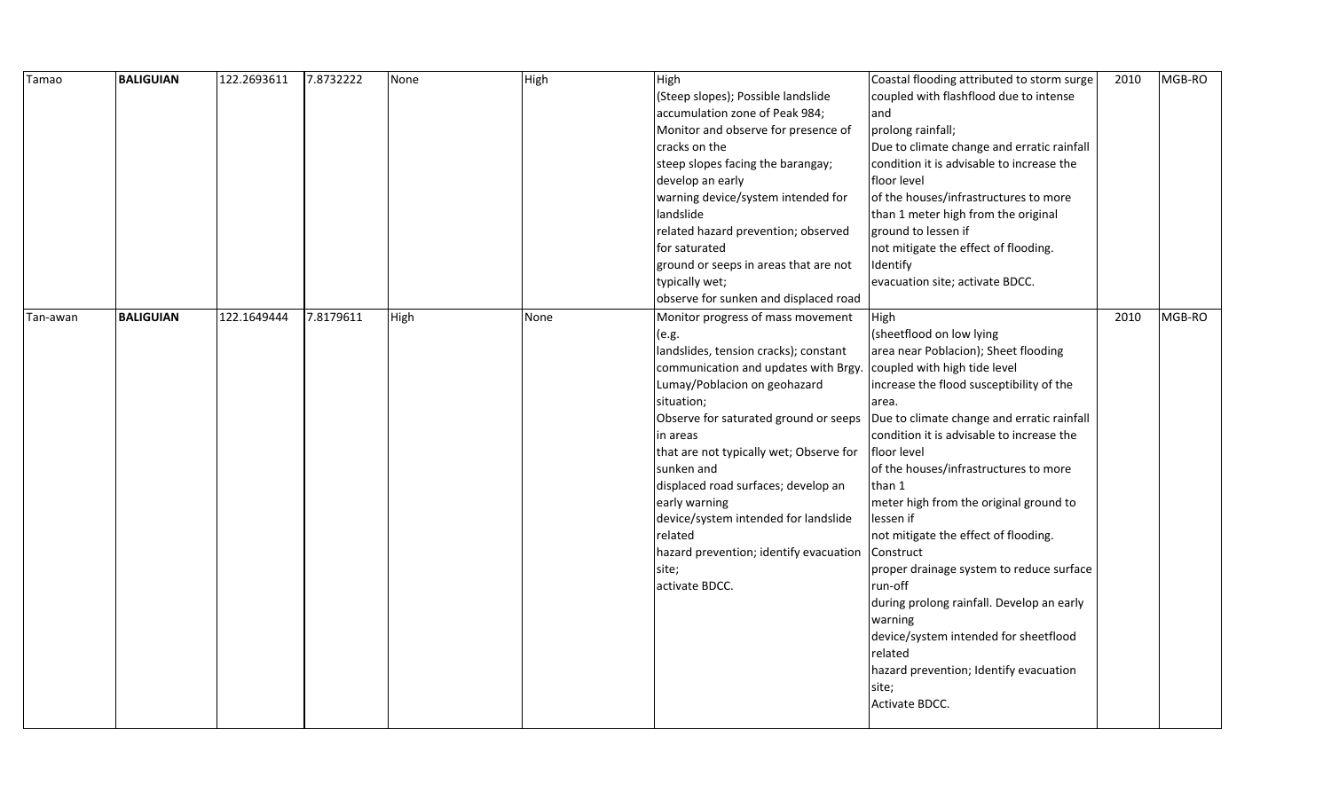| | | | | | | | | | |
|---|---|---|---|---|---|---|---|---|---|
| Tamao | **BALIGUIAN** | 122.2693611 | 7.8732222 | None | High | High (Steep slopes); Possible landslide accumulation zone of Peak 984; Monitor and observe for presence of cracks on the steep slopes facing the barangay; develop an early warning device/system intended for landslide related hazard prevention; observed for saturated ground or seeps in areas that are not typically wet; observe for sunken and displaced road | Coastal flooding attributed to storm surge coupled with flashflood due to intense and prolong rainfall; Due to climate change and erratic rainfall condition it is advisable to increase the floor level of the houses/infrastructures to more than 1 meter high from the original ground to lessen if not mitigate the effect of flooding. Identify evacuation site; activate BDCC. | 2010 | MGB-RO |
| Tan-awan | **BALIGUIAN** | 122.1649444 | 7.8179611 | High | None | Monitor progress of mass movement (e.g. landslides, tension cracks); constant communication and updates with Brgy. Lumay/Poblacion on geohazard situation; Observe for saturated ground or seeps in areas that are not typically wet; Observe for sunken and displaced road surfaces; develop an early warning device/system intended for landslide related hazard prevention; identify evacuation site; activate BDCC. | High (sheetflood on low lying area near Poblacion); Sheet flooding coupled with high tide level increase the flood susceptibility of the area. Due to climate change and erratic rainfall condition it is advisable to increase the floor level of the houses/infrastructures to more than 1 meter high from the original ground to lessen if not mitigate the effect of flooding. Construct proper drainage system to reduce surface run-off during prolong rainfall. Develop an early warning device/system intended for sheetflood related hazard prevention; Identify evacuation site; Activate BDCC. | 2010 | MGB-RO |